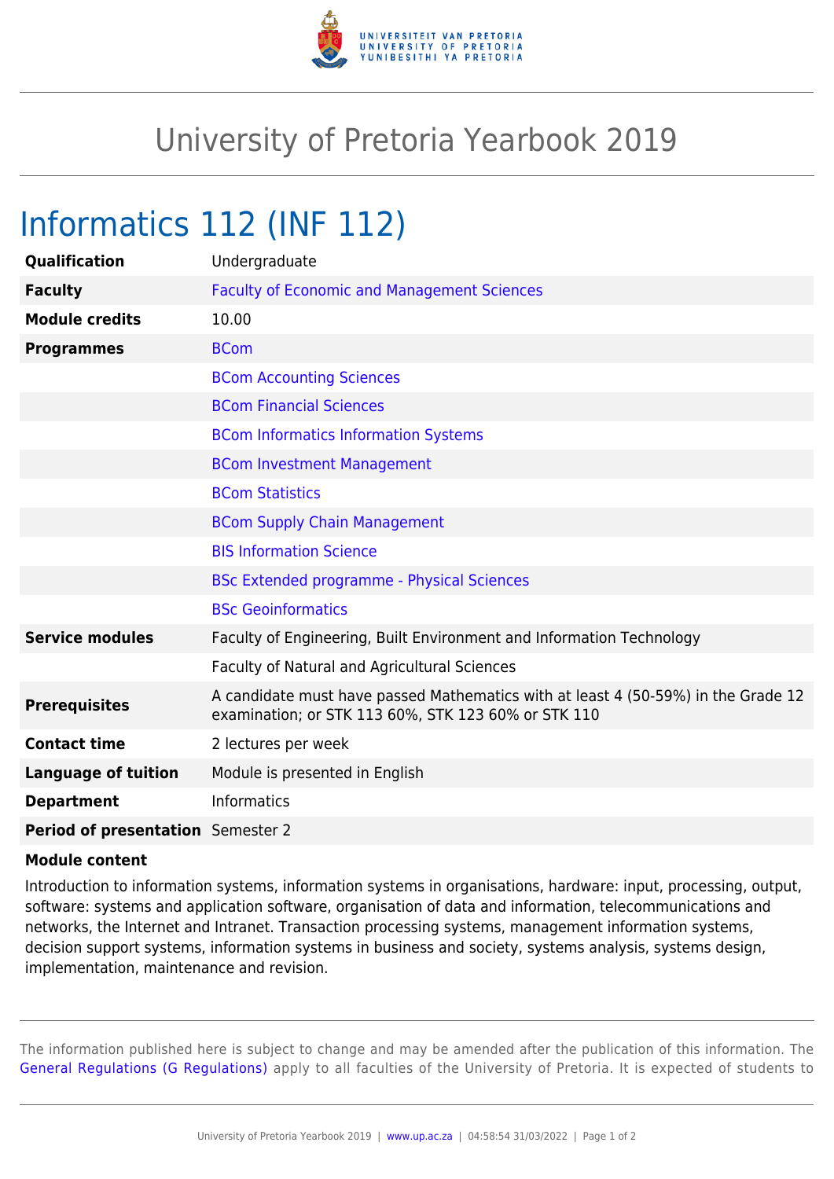# University of Pretoria Yearbook 2019

## Informatics 112 (INF 112)

| | |
|---|---|
| **Qualification** | Undergraduate |
| **Faculty** | Faculty of Economic and Management Sciences |
| **Module credits** | 10.00 |
| **Programmes** | BCom |
| | BCom Accounting Sciences |
| | BCom Financial Sciences |
| | BCom Informatics Information Systems |
| | BCom Investment Management |
| | BCom Statistics |
| | BCom Supply Chain Management |
| | BIS Information Science |
| | BSc Extended programme - Physical Sciences |
| | BSc Geoinformatics |
| **Service modules** | Faculty of Engineering, Built Environment and Information Technology |
| | Faculty of Natural and Agricultural Sciences |
| **Prerequisites** | A candidate must have passed Mathematics with at least 4 (50-59%) in the Grade 12 examination; or STK 113 60%, STK 123 60% or STK 110 |
| **Contact time** | 2 lectures per week |
| **Language of tuition** | Module is presented in English |
| **Department** | Informatics |
| **Period of presentation** | Semester 2 |

**Module content**

Introduction to information systems, information systems in organisations, hardware: input, processing, output, software: systems and application software, organisation of data and information, telecommunications and networks, the Internet and Intranet. Transaction processing systems, management information systems, decision support systems, information systems in business and society, systems analysis, systems design, implementation, maintenance and revision.

The information published here is subject to change and may be amended after the publication of this information. The General Regulations (G Regulations) apply to all faculties of the University of Pretoria. It is expected of students to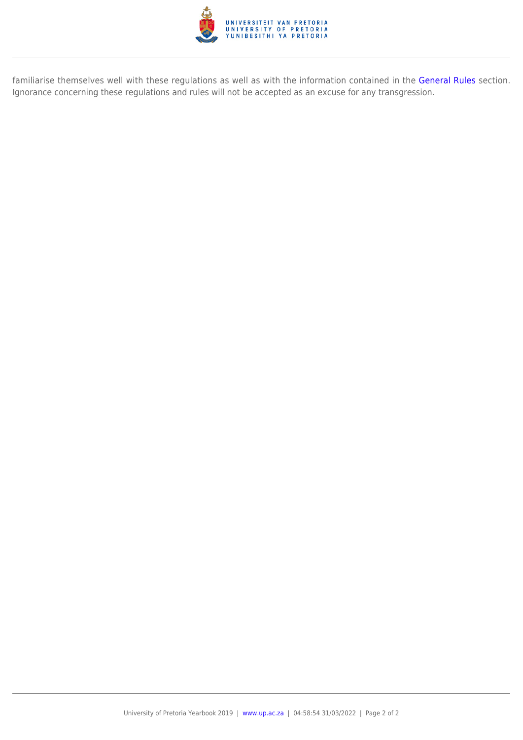familiarise themselves well with these regulations as well as with the information contained in the General Rules section. Ignorance concerning these regulations and rules will not be accepted as an excuse for any transgression.